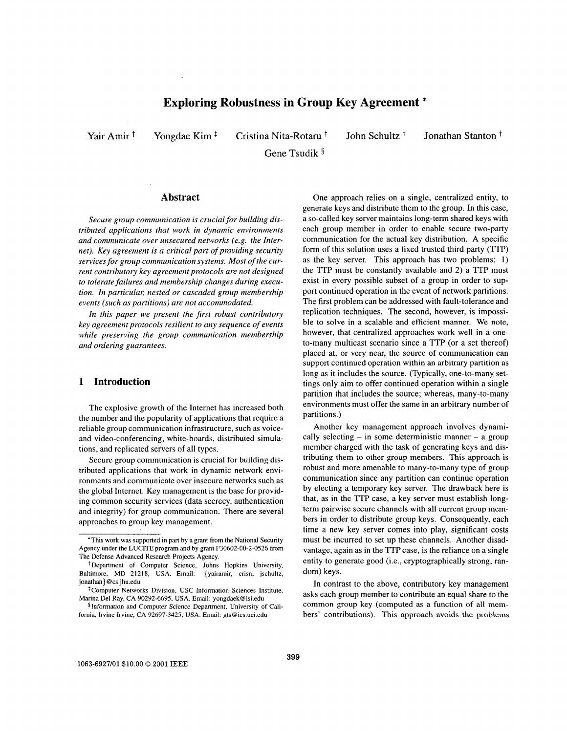# Exploring Robustness in Group Key Agreement *

Yair Amir † Yongdae Kim ‡ Cristina Nita-Rotaru † John Schultz † Jonathan Stanton †

Gene Tsudik §

## Abstract

*Secure group communication is crucial for building distributed applications that work in dynamic environments and communicate over unsecured networks (e.g. the Internet). Key agreement is a critical part of providing security services for group communication systems. Most of the current contributory key agreement protocols are not designed to tolerate failures and membership changes during execution. In particular, nested or cascaded group membership events (such as partitions) are not accommodated.*

*In this paper we present the first robust contributory key agreement protocols resilient to any sequence of events while preserving the group communication membership and ordering guarantees.*

## 1 Introduction

The explosive growth of the Internet has increased both the number and the popularity of applications that require a reliable group communication infrastructure, such as voice- and video-conferencing, white-boards, distributed simulations, and replicated servers of all types.

Secure group communication is crucial for building distributed applications that work in dynamic network environments and communicate over insecure networks such as the global Internet. Key management is the base for providing common security services (data secrecy, authentication and integrity) for group communication. There are several approaches to group key management.

One approach relies on a single, centralized entity, to generate keys and distribute them to the group. In this case, a so-called key server maintains long-term shared keys with each group member in order to enable secure two-party communication for the actual key distribution. A specific form of this solution uses a fixed trusted third party (TTP) as the key server. This approach has two problems: 1) the TTP must be constantly available and 2) a TTP must exist in every possible subset of a group in order to support continued operation in the event of network partitions. The first problem can be addressed with fault-tolerance and replication techniques. The second, however, is impossible to solve in a scalable and efficient manner. We note, however, that centralized approaches work well in a one-to-many multicast scenario since a TTP (or a set thereof) placed at, or very near, the source of communication can support continued operation within an arbitrary partition as long as it includes the source. (Typically, one-to-many settings only aim to offer continued operation within a single partition that includes the source; whereas, many-to-many environments must offer the same in an arbitrary number of partitions.)

Another key management approach involves dynamically selecting – in some deterministic manner – a group member charged with the task of generating keys and distributing them to other group members. This approach is robust and more amenable to many-to-many type of group communication since any partition can continue operation by electing a temporary key server. The drawback here is that, as in the TTP case, a key server must establish long-term pairwise secure channels with all current group members in order to distribute group keys. Consequently, each time a new key server comes into play, significant costs must be incurred to set up these channels. Another disadvantage, again as in the TTP case, is the reliance on a single entity to generate good (i.e., cryptographically strong, random) keys.

In contrast to the above, contributory key management asks each group member to contribute an equal share to the common group key (computed as a function of all members' contributions). This approach avoids the problems

---

*This work was supported in part by a grant from the National Security Agency under the LUCITE program and by grant F30602-00-2-0526 from The Defense Advanced Research Projects Agency.

†Department of Computer Science, Johns Hopkins University, Baltimore, MD 21218, USA. Email: {yairamir, crisn, jschultz, jonathan}@cs.jhu.edu

‡Computer Networks Division, USC Information Sciences Institute, Marina Del Ray, CA 90292-6695, USA. Email: yongdaek@isi.edu

§Information and Computer Science Department, University of California, Irvine Irvine, CA 92697-3425, USA. Email: gts@ics.uci.edu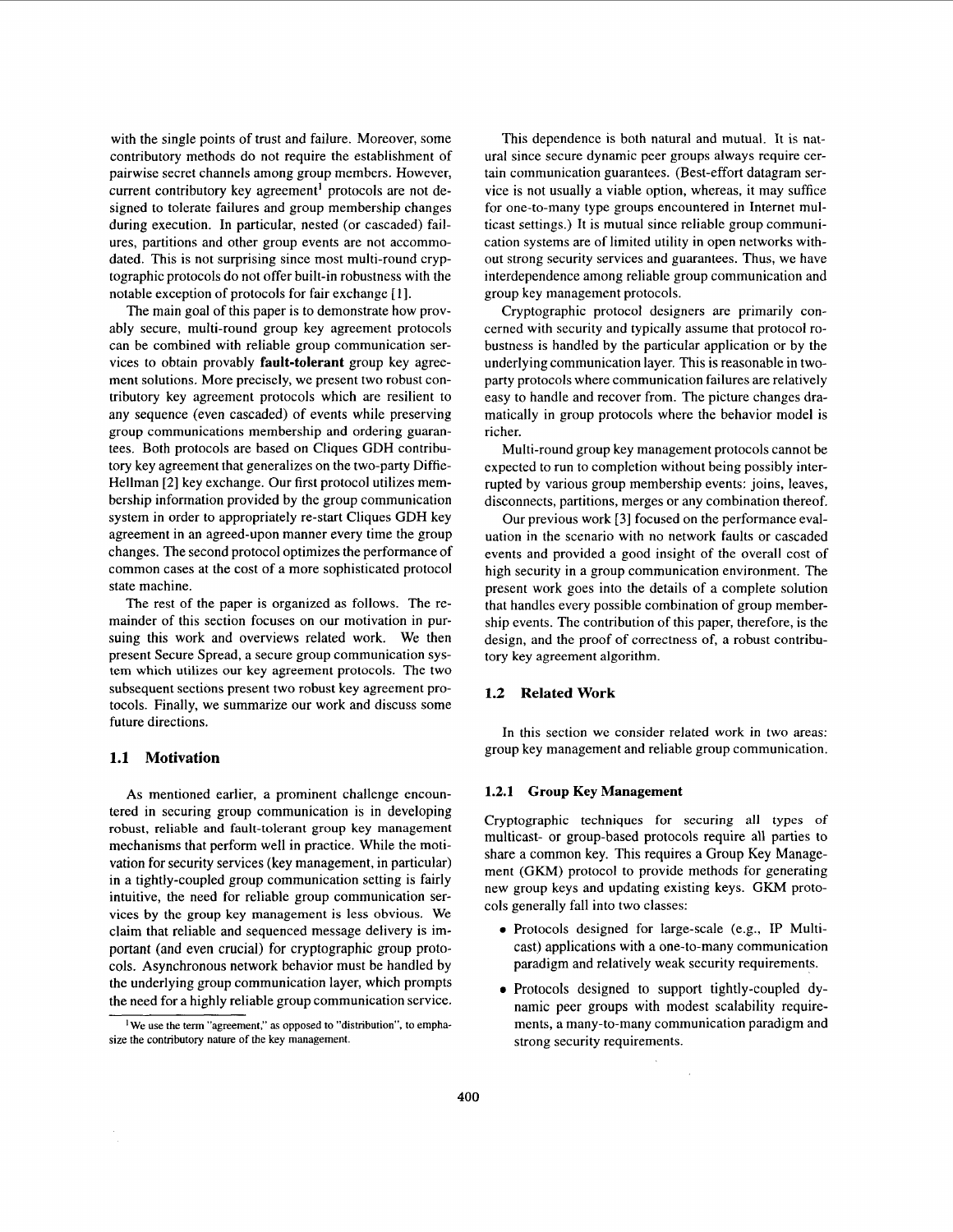with the single points of trust and failure. Moreover, some contributory methods do not require the establishment of pairwise secret channels among group members. However, current contributory key agreement[1] protocols are not designed to tolerate failures and group membership changes during execution. In particular, nested (or cascaded) failures, partitions and other group events are not accommodated. This is not surprising since most multi-round cryptographic protocols do not offer built-in robustness with the notable exception of protocols for fair exchange [1].

The main goal of this paper is to demonstrate how provably secure, multi-round group key agreement protocols can be combined with reliable group communication services to obtain provably **fault-tolerant** group key agreement solutions. More precisely, we present two robust contributory key agreement protocols which are resilient to any sequence (even cascaded) of events while preserving group communications membership and ordering guarantees. Both protocols are based on Cliques GDH contributory key agreement that generalizes on the two-party Diffie-Hellman [2] key exchange. Our first protocol utilizes membership information provided by the group communication system in order to appropriately re-start Cliques GDH key agreement in an agreed-upon manner every time the group changes. The second protocol optimizes the performance of common cases at the cost of a more sophisticated protocol state machine.

The rest of the paper is organized as follows. The remainder of this section focuses on our motivation in pursuing this work and overviews related work. We then present Secure Spread, a secure group communication system which utilizes our key agreement protocols. The two subsequent sections present two robust key agreement protocols. Finally, we summarize our work and discuss some future directions.

## 1.1 Motivation

As mentioned earlier, a prominent challenge encountered in securing group communication is in developing robust, reliable and fault-tolerant group key management mechanisms that perform well in practice. While the motivation for security services (key management, in particular) in a tightly-coupled group communication setting is fairly intuitive, the need for reliable group communication services by the group key management is less obvious. We claim that reliable and sequenced message delivery is important (and even crucial) for cryptographic group protocols. Asynchronous network behavior must be handled by the underlying group communication layer, which prompts the need for a highly reliable group communication service.

[1] We use the term "agreement," as opposed to "distribution", to emphasize the contributory nature of the key management.

This dependence is both natural and mutual. It is natural since secure dynamic peer groups always require certain communication guarantees. (Best-effort datagram service is not usually a viable option, whereas, it may suffice for one-to-many type groups encountered in Internet multicast settings.) It is mutual since reliable group communication systems are of limited utility in open networks without strong security services and guarantees. Thus, we have interdependence among reliable group communication and group key management protocols.

Cryptographic protocol designers are primarily concerned with security and typically assume that protocol robustness is handled by the particular application or by the underlying communication layer. This is reasonable in two-party protocols where communication failures are relatively easy to handle and recover from. The picture changes dramatically in group protocols where the behavior model is richer.

Multi-round group key management protocols cannot be expected to run to completion without being possibly interrupted by various group membership events: joins, leaves, disconnects, partitions, merges or any combination thereof.

Our previous work [3] focused on the performance evaluation in the scenario with no network faults or cascaded events and provided a good insight of the overall cost of high security in a group communication environment. The present work goes into the details of a complete solution that handles every possible combination of group membership events. The contribution of this paper, therefore, is the design, and the proof of correctness of, a robust contributory key agreement algorithm.

## 1.2 Related Work

In this section we consider related work in two areas: group key management and reliable group communication.

### 1.2.1 Group Key Management

Cryptographic techniques for securing all types of multicast- or group-based protocols require all parties to share a common key. This requires a Group Key Management (GKM) protocol to provide methods for generating new group keys and updating existing keys. GKM protocols generally fall into two classes:

- Protocols designed for large-scale (e.g., IP Multicast) applications with a one-to-many communication paradigm and relatively weak security requirements.
- Protocols designed to support tightly-coupled dynamic peer groups with modest scalability requirements, a many-to-many communication paradigm and strong security requirements.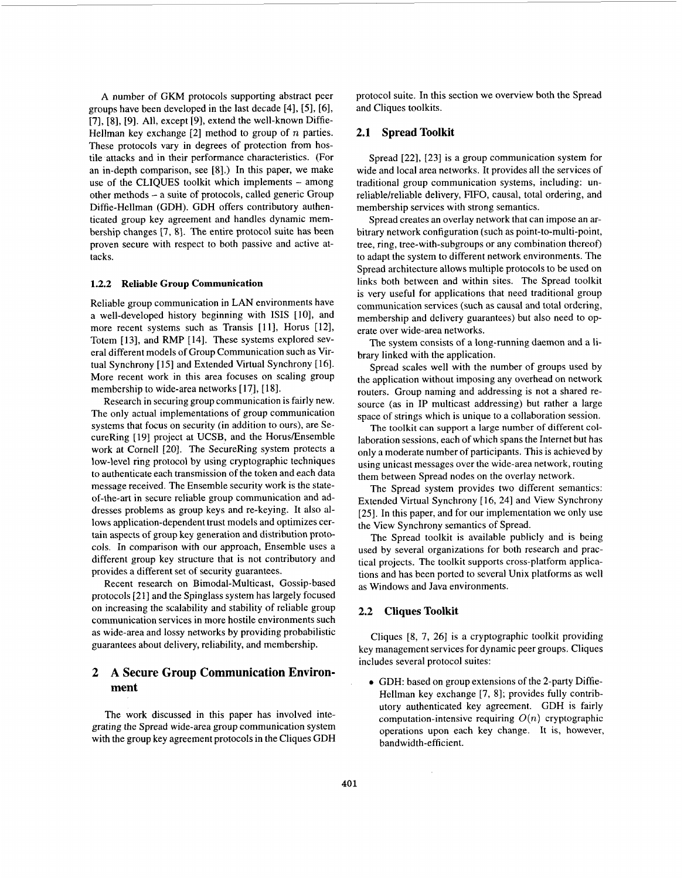A number of GKM protocols supporting abstract peer groups have been developed in the last decade [4], [5], [6], [7], [8], [9]. All, except [9], extend the well-known Diffie-Hellman key exchange [2] method to group of $n$ parties. These protocols vary in degrees of protection from hostile attacks and in their performance characteristics. (For an in-depth comparison, see [8].) In this paper, we make use of the CLIQUES toolkit which implements – among other methods – a suite of protocols, called generic Group Diffie-Hellman (GDH). GDH offers contributory authenticated group key agreement and handles dynamic membership changes [7, 8]. The entire protocol suite has been proven secure with respect to both passive and active attacks.

#### 1.2.2 Reliable Group Communication

Reliable group communication in LAN environments have a well-developed history beginning with ISIS [10], and more recent systems such as Transis [11], Horus [12], Totem [13], and RMP [14]. These systems explored several different models of Group Communication such as Virtual Synchrony [15] and Extended Virtual Synchrony [16]. More recent work in this area focuses on scaling group membership to wide-area networks [17], [18].

Research in securing group communication is fairly new. The only actual implementations of group communication systems that focus on security (in addition to ours), are SecureRing [19] project at UCSB, and the Horus/Ensemble work at Cornell [20]. The SecureRing system protects a low-level ring protocol by using cryptographic techniques to authenticate each transmission of the token and each data message received. The Ensemble security work is the state-of-the-art in secure reliable group communication and addresses problems as group keys and re-keying. It also allows application-dependent trust models and optimizes certain aspects of group key generation and distribution protocols. In comparison with our approach, Ensemble uses a different group key structure that is not contributory and provides a different set of security guarantees.

Recent research on Bimodal-Multicast, Gossip-based protocols [21] and the Spinglass system has largely focused on increasing the scalability and stability of reliable group communication services in more hostile environments such as wide-area and lossy networks by providing probabilistic guarantees about delivery, reliability, and membership.

## 2 A Secure Group Communication Environment

The work discussed in this paper has involved integrating the Spread wide-area group communication system with the group key agreement protocols in the Cliques GDH protocol suite. In this section we overview both the Spread and Cliques toolkits.

### 2.1 Spread Toolkit

Spread [22], [23] is a group communication system for wide and local area networks. It provides all the services of traditional group communication systems, including: unreliable/reliable delivery, FIFO, causal, total ordering, and membership services with strong semantics.

Spread creates an overlay network that can impose an arbitrary network configuration (such as point-to-multi-point, tree, ring, tree-with-subgroups or any combination thereof) to adapt the system to different network environments. The Spread architecture allows multiple protocols to be used on links both between and within sites. The Spread toolkit is very useful for applications that need traditional group communication services (such as causal and total ordering, membership and delivery guarantees) but also need to operate over wide-area networks.

The system consists of a long-running daemon and a library linked with the application.

Spread scales well with the number of groups used by the application without imposing any overhead on network routers. Group naming and addressing is not a shared resource (as in IP multicast addressing) but rather a large space of strings which is unique to a collaboration session.

The toolkit can support a large number of different collaboration sessions, each of which spans the Internet but has only a moderate number of participants. This is achieved by using unicast messages over the wide-area network, routing them between Spread nodes on the overlay network.

The Spread system provides two different semantics: Extended Virtual Synchrony [16, 24] and View Synchrony [25]. In this paper, and for our implementation we only use the View Synchrony semantics of Spread.

The Spread toolkit is available publicly and is being used by several organizations for both research and practical projects. The toolkit supports cross-platform applications and has been ported to several Unix platforms as well as Windows and Java environments.

### 2.2 Cliques Toolkit

Cliques [8, 7, 26] is a cryptographic toolkit providing key management services for dynamic peer groups. Cliques includes several protocol suites:

- GDH: based on group extensions of the 2-party Diffie-Hellman key exchange [7, 8]; provides fully contributory authenticated key agreement. GDH is fairly computation-intensive requiring $O(n)$ cryptographic operations upon each key change. It is, however, bandwidth-efficient.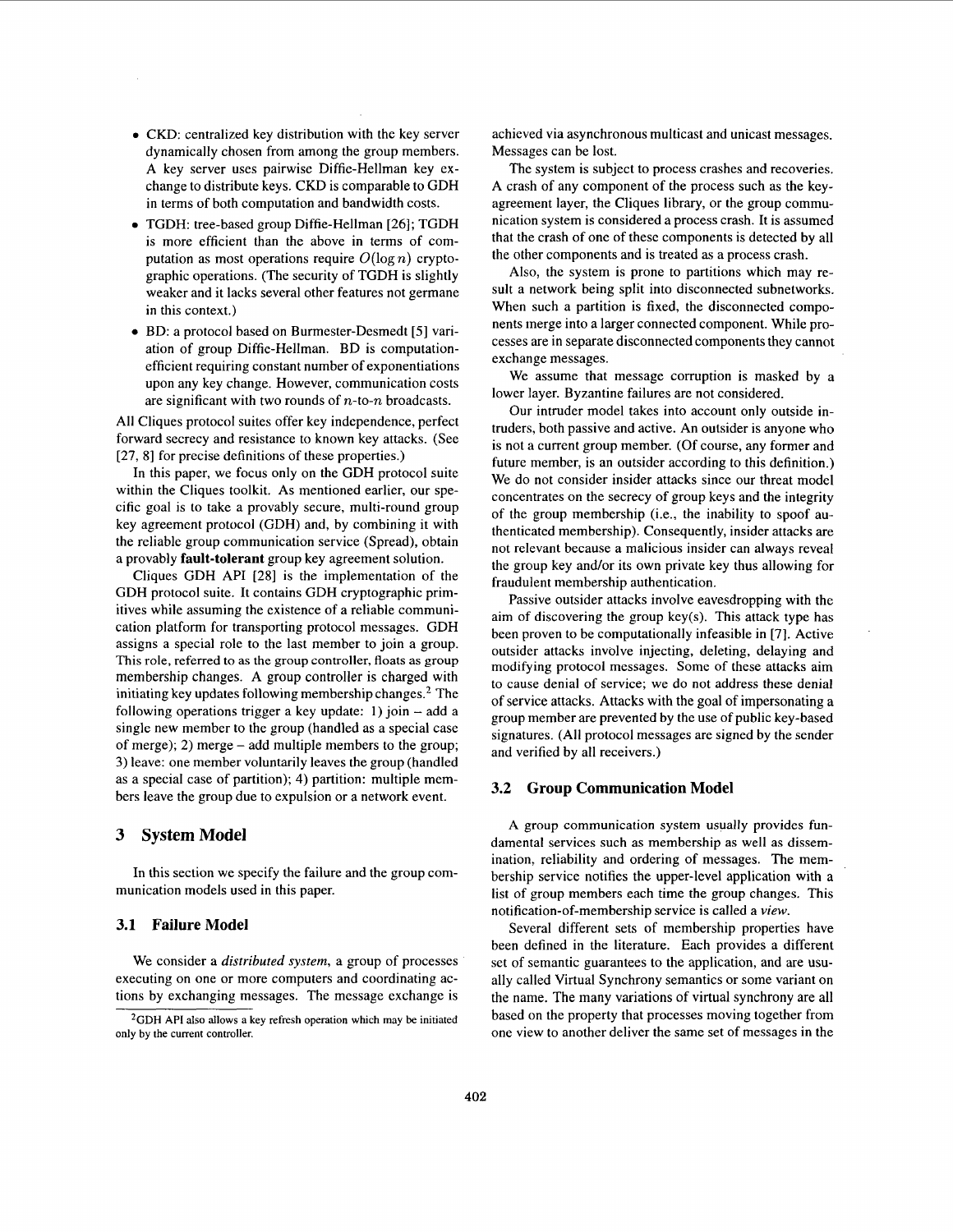- CKD: centralized key distribution with the key server dynamically chosen from among the group members. A key server uses pairwise Diffie-Hellman key exchange to distribute keys. CKD is comparable to GDH in terms of both computation and bandwidth costs.
- TGDH: tree-based group Diffie-Hellman [26]; TGDH is more efficient than the above in terms of computation as most operations require $O(\log n)$ cryptographic operations. (The security of TGDH is slightly weaker and it lacks several other features not germane in this context.)
- BD: a protocol based on Burmester-Desmedt [5] variation of group Diffie-Hellman. BD is computation-efficient requiring constant number of exponentiations upon any key change. However, communication costs are significant with two rounds of $n$-to-$n$ broadcasts.

All Cliques protocol suites offer key independence, perfect forward secrecy and resistance to known key attacks. (See [27, 8] for precise definitions of these properties.)

In this paper, we focus only on the GDH protocol suite within the Cliques toolkit. As mentioned earlier, our specific goal is to take a provably secure, multi-round group key agreement protocol (GDH) and, by combining it with the reliable group communication service (Spread), obtain a provably **fault-tolerant** group key agreement solution.

Cliques GDH API [28] is the implementation of the GDH protocol suite. It contains GDH cryptographic primitives while assuming the existence of a reliable communication platform for transporting protocol messages. GDH assigns a special role to the last member to join a group. This role, referred to as the group controller, floats as group membership changes. A group controller is charged with initiating key updates following membership changes.[2] The following operations trigger a key update: 1) join – add a single new member to the group (handled as a special case of merge); 2) merge – add multiple members to the group; 3) leave: one member voluntarily leaves the group (handled as a special case of partition); 4) partition: multiple members leave the group due to expulsion or a network event.

## 3 System Model

In this section we specify the failure and the group communication models used in this paper.

### 3.1 Failure Model

We consider a *distributed system*, a group of processes executing on one or more computers and coordinating actions by exchanging messages. The message exchange is achieved via asynchronous multicast and unicast messages. Messages can be lost.

The system is subject to process crashes and recoveries. A crash of any component of the process such as the key-agreement layer, the Cliques library, or the group communication system is considered a process crash. It is assumed that the crash of one of these components is detected by all the other components and is treated as a process crash.

Also, the system is prone to partitions which may result a network being split into disconnected subnetworks. When such a partition is fixed, the disconnected components merge into a larger connected component. While processes are in separate disconnected components they cannot exchange messages.

We assume that message corruption is masked by a lower layer. Byzantine failures are not considered.

Our intruder model takes into account only outside intruders, both passive and active. An outsider is anyone who is not a current group member. (Of course, any former and future member, is an outsider according to this definition.) We do not consider insider attacks since our threat model concentrates on the secrecy of group keys and the integrity of the group membership (i.e., the inability to spoof authenticated membership). Consequently, insider attacks are not relevant because a malicious insider can always reveal the group key and/or its own private key thus allowing for fraudulent membership authentication.

Passive outsider attacks involve eavesdropping with the aim of discovering the group key(s). This attack type has been proven to be computationally infeasible in [7]. Active outsider attacks involve injecting, deleting, delaying and modifying protocol messages. Some of these attacks aim to cause denial of service; we do not address these denial of service attacks. Attacks with the goal of impersonating a group member are prevented by the use of public key-based signatures. (All protocol messages are signed by the sender and verified by all receivers.)

### 3.2 Group Communication Model

A group communication system usually provides fundamental services such as membership as well as dissemination, reliability and ordering of messages. The membership service notifies the upper-level application with a list of group members each time the group changes. This notification-of-membership service is called a *view*.

Several different sets of membership properties have been defined in the literature. Each provides a different set of semantic guarantees to the application, and are usually called Virtual Synchrony semantics or some variant on the name. The many variations of virtual synchrony are all based on the property that processes moving together from one view to another deliver the same set of messages in the

[2] GDH API also allows a key refresh operation which may be initiated only by the current controller.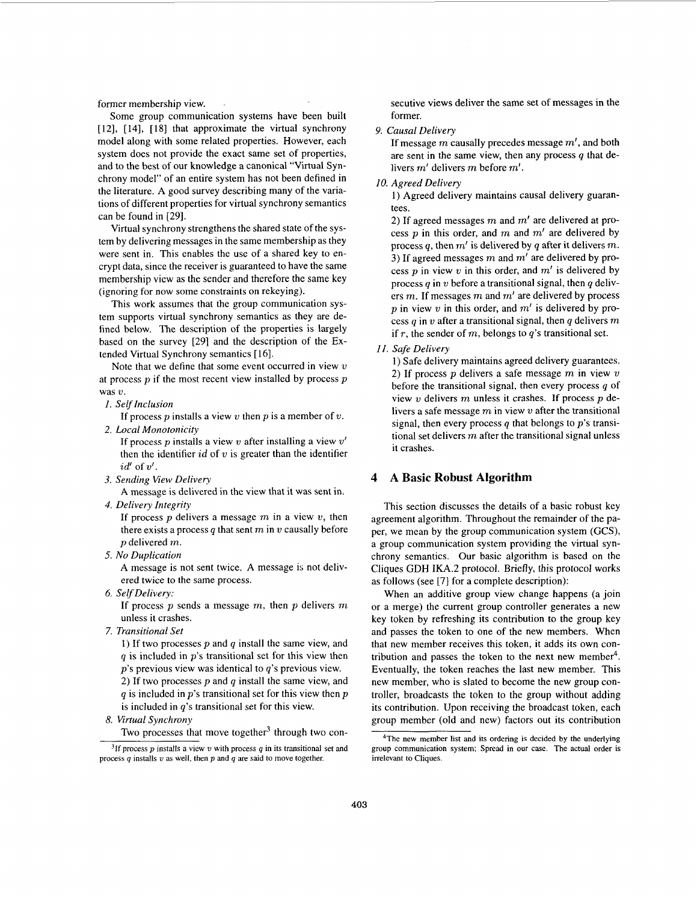former membership view.

Some group communication systems have been built [12], [14], [18] that approximate the virtual synchrony model along with some related properties. However, each system does not provide the exact same set of properties, and to the best of our knowledge a canonical "Virtual Synchrony model" of an entire system has not been defined in the literature. A good survey describing many of the variations of different properties for virtual synchrony semantics can be found in [29].

Virtual synchrony strengthens the shared state of the system by delivering messages in the same membership as they were sent in. This enables the use of a shared key to encrypt data, since the receiver is guaranteed to have the same membership view as the sender and therefore the same key (ignoring for now some constraints on rekeying).

This work assumes that the group communication system supports virtual synchrony semantics as they are defined below. The description of the properties is largely based on the survey [29] and the description of the Extended Virtual Synchrony semantics [16].

Note that we define that some event occurred in view $v$ at process $p$ if the most recent view installed by process $p$ was $v$.

1. *Self Inclusion*
   If process $p$ installs a view $v$ then $p$ is a member of $v$.
2. *Local Monotonicity*
   If process $p$ installs a view $v$ after installing a view $v'$ then the identifier $id$ of $v$ is greater than the identifier $id'$ of $v'$.
3. *Sending View Delivery*
   A message is delivered in the view that it was sent in.
4. *Delivery Integrity*
   If process $p$ delivers a message $m$ in a view $v$, then there exists a process $q$ that sent $m$ in $v$ causally before $p$ delivered $m$.
5. *No Duplication*
   A message is not sent twice. A message is not delivered twice to the same process.
6. *Self Delivery:*
   If process $p$ sends a message $m$, then $p$ delivers $m$ unless it crashes.
7. *Transitional Set*
   1) If two processes $p$ and $q$ install the same view, and $q$ is included in $p$'s transitional set for this view then $p$'s previous view was identical to $q$'s previous view.
   2) If two processes $p$ and $q$ install the same view, and $q$ is included in $p$'s transitional set for this view then $p$ is included in $q$'s transitional set for this view.
8. *Virtual Synchrony*
   Two processes that move together[3] through two consecutive views deliver the same set of messages in the former.
9. *Causal Delivery*
   If message $m$ causally precedes message $m'$, and both are sent in the same view, then any process $q$ that delivers $m'$ delivers $m$ before $m'$.
10. *Agreed Delivery*
    1) Agreed delivery maintains causal delivery guarantees.
    2) If agreed messages $m$ and $m'$ are delivered at process $p$ in this order, and $m$ and $m'$ are delivered by process $q$, then $m'$ is delivered by $q$ after it delivers $m$.
    3) If agreed messages $m$ and $m'$ are delivered by process $p$ in view $v$ in this order, and $m'$ is delivered by process $q$ in $v$ before a transitional signal, then $q$ delivers $m$. If messages $m$ and $m'$ are delivered by process $p$ in view $v$ in this order, and $m'$ is delivered by process $q$ in $v$ after a transitional signal, then $q$ delivers $m$ if $r$, the sender of $m$, belongs to $q$'s transitional set.
11. *Safe Delivery*
    1) Safe delivery maintains agreed delivery guarantees.
    2) If process $p$ delivers a safe message $m$ in view $v$ before the transitional signal, then every process $q$ of view $v$ delivers $m$ unless it crashes. If process $p$ delivers a safe message $m$ in view $v$ after the transitional signal, then every process $q$ that belongs to $p$'s transitional set delivers $m$ after the transitional signal unless it crashes.

## 4 A Basic Robust Algorithm

This section discusses the details of a basic robust key agreement algorithm. Throughout the remainder of the paper, we mean by the group communication system (GCS), a group communication system providing the virtual synchrony semantics. Our basic algorithm is based on the Cliques GDH IKA.2 protocol. Briefly, this protocol works as follows (see [7] for a complete description):

When an additive group view change happens (a join or a merge) the current group controller generates a new key token by refreshing its contribution to the group key and passes the token to one of the new members. When that new member receives this token, it adds its own contribution and passes the token to the next new member[4]. Eventually, the token reaches the last new member. This new member, who is slated to become the new group controller, broadcasts the token to the group without adding its contribution. Upon receiving the broadcast token, each group member (old and new) factors out its contribution

[3] If process $p$ installs a view $v$ with process $q$ in its transitional set and process $q$ installs $v$ as well, then $p$ and $q$ are said to move together.

[4] The new member list and its ordering is decided by the underlying group communication system; Spread in our case. The actual order is irrelevant to Cliques.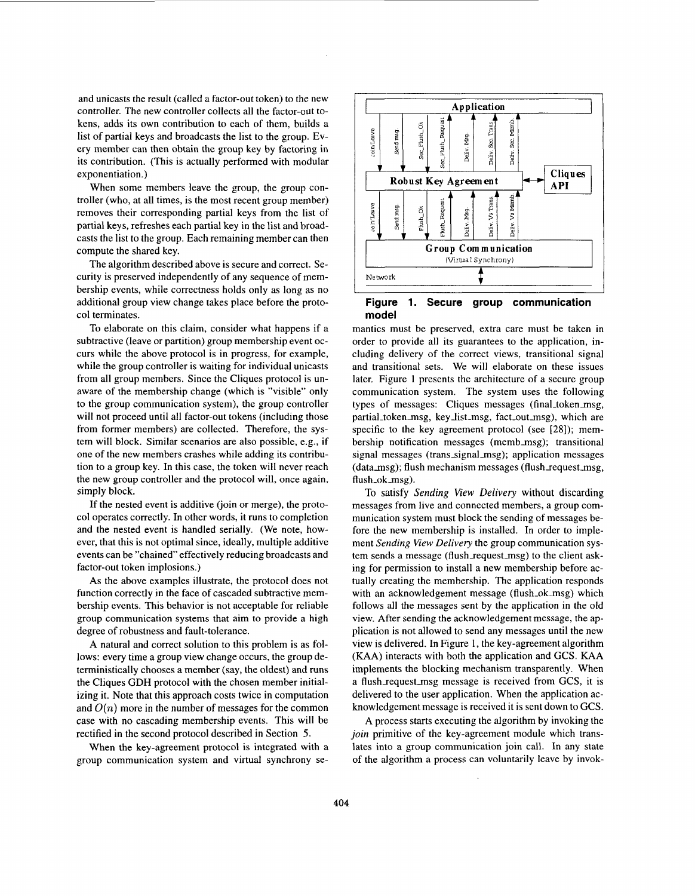and unicasts the result (called a factor-out token) to the new controller. The new controller collects all the factor-out tokens, adds its own contribution to each of them, builds a list of partial keys and broadcasts the list to the group. Every member can then obtain the group key by factoring in its contribution. (This is actually performed with modular exponentiation.)

When some members leave the group, the group controller (who, at all times, is the most recent group member) removes their corresponding partial keys from the list of partial keys, refreshes each partial key in the list and broadcasts the list to the group. Each remaining member can then compute the shared key.

The algorithm described above is secure and correct. Security is preserved independently of any sequence of membership events, while correctness holds only as long as no additional group view change takes place before the protocol terminates.

To elaborate on this claim, consider what happens if a subtractive (leave or partition) group membership event occurs while the above protocol is in progress, for example, while the group controller is waiting for individual unicasts from all group members. Since the Cliques protocol is unaware of the membership change (which is "visible" only to the group communication system), the group controller will not proceed until all factor-out tokens (including those from former members) are collected. Therefore, the system will block. Similar scenarios are also possible, e.g., if one of the new members crashes while adding its contribution to a group key. In this case, the token will never reach the new group controller and the protocol will, once again, simply block.

If the nested event is additive (join or merge), the protocol operates correctly. In other words, it runs to completion and the nested event is handled serially. (We note, however, that this is not optimal since, ideally, multiple additive events can be "chained" effectively reducing broadcasts and factor-out token implosions.)

As the above examples illustrate, the protocol does not function correctly in the face of cascaded subtractive membership events. This behavior is not acceptable for reliable group communication systems that aim to provide a high degree of robustness and fault-tolerance.

A natural and correct solution to this problem is as follows: every time a group view change occurs, the group deterministically chooses a member (say, the oldest) and runs the Cliques GDH protocol with the chosen member initializing it. Note that this approach costs twice in computation and $O(n)$ more in the number of messages for the common case with no cascading membership events. This will be rectified in the second protocol described in Section 5.

When the key-agreement protocol is integrated with a group communication system and virtual synchrony semantics must be preserved, extra care must be taken in order to provide all its guarantees to the application, including delivery of the correct views, transitional signal and transitional sets. We will elaborate on these issues later. Figure 1 presents the architecture of a secure group communication system. The system uses the following types of messages: Cliques messages (final_token_msg, partial_token_msg, key_list_msg, fact_out_msg), which are specific to the key agreement protocol (see [28]); membership notification messages (memb_msg); transitional signal messages (trans_signal_msg); application messages (data_msg); flush mechanism messages (flush_request_msg, flush_ok_msg).

**Figure 1. Secure group communication model**

To satisfy *Sending View Delivery* without discarding messages from live and connected members, a group communication system must block the sending of messages before the new membership is installed. In order to implement *Sending View Delivery* the group communication system sends a message (flush_request_msg) to the client asking for permission to install a new membership before actually creating the membership. The application responds with an acknowledgement message (flush_ok_msg) which follows all the messages sent by the application in the old view. After sending the acknowledgement message, the application is not allowed to send any messages until the new view is delivered. In Figure 1, the key-agreement algorithm (KAA) interacts with both the application and GCS. KAA implements the blocking mechanism transparently. When a flush_request_msg message is received from GCS, it is delivered to the user application. When the application acknowledgement message is received it is sent down to GCS.

A process starts executing the algorithm by invoking the *join* primitive of the key-agreement module which translates into a group communication join call. In any state of the algorithm a process can voluntarily leave by invok-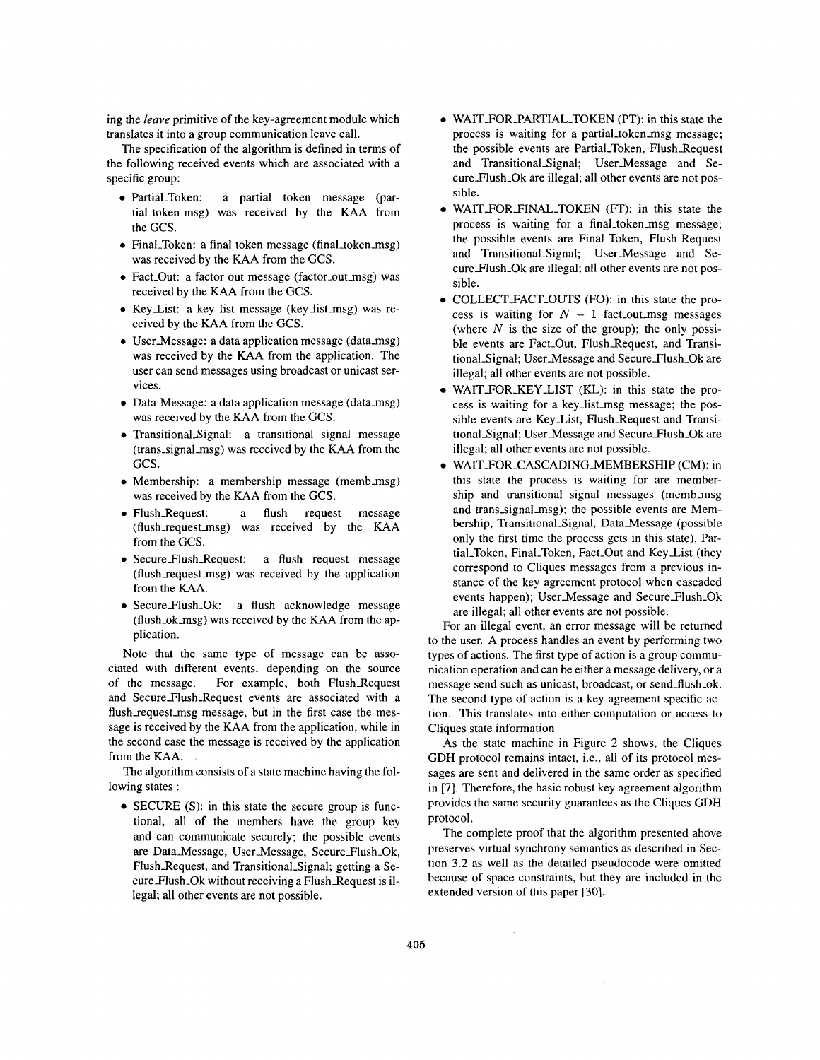ing the *leave* primitive of the key-agreement module which translates it into a group communication leave call.

The specification of the algorithm is defined in terms of the following received events which are associated with a specific group:

- Partial_Token: a partial token message (partial_token_msg) was received by the KAA from the GCS.
- Final_Token: a final token message (final_token_msg) was received by the KAA from the GCS.
- Fact_Out: a factor out message (factor_out_msg) was received by the KAA from the GCS.
- Key_List: a key list message (key_list_msg) was received by the KAA from the GCS.
- User_Message: a data application message (data_msg) was received by the KAA from the application. The user can send messages using broadcast or unicast services.
- Data_Message: a data application message (data_msg) was received by the KAA from the GCS.
- Transitional_Signal: a transitional signal message (trans_signal_msg) was received by the KAA from the GCS.
- Membership: a membership message (memb_msg) was received by the KAA from the GCS.
- Flush_Request: a flush request message (flush_request_msg) was received by the KAA from the GCS.
- Secure_Flush_Request: a flush request message (flush_request_msg) was received by the application from the KAA.
- Secure_Flush_Ok: a flush acknowledge message (flush_ok_msg) was received by the KAA from the application.

Note that the same type of message can be associated with different events, depending on the source of the message. For example, both Flush_Request and Secure_Flush_Request events are associated with a flush_request_msg message, but in the first case the message is received by the KAA from the application, while in the second case the message is received by the application from the KAA.

The algorithm consists of a state machine having the following states :

- SECURE (S): in this state the secure group is functional, all of the members have the group key and can communicate securely; the possible events are Data_Message, User_Message, Secure_Flush_Ok, Flush_Request, and Transitional_Signal; getting a Secure_Flush_Ok without receiving a Flush_Request is illegal; all other events are not possible.
- WAIT_FOR_PARTIAL_TOKEN (PT): in this state the process is waiting for a partial_token_msg message; the possible events are Partial_Token, Flush_Request and Transitional_Signal; User_Message and Secure_Flush_Ok are illegal; all other events are not possible.
- WAIT_FOR_FINAL_TOKEN (FT): in this state the process is waiting for a final_token_msg message; the possible events are Final_Token, Flush_Request and Transitional_Signal; User_Message and Secure_Flush_Ok are illegal; all other events are not possible.
- COLLECT_FACT_OUTS (FO): in this state the process is waiting for $N - 1$ fact_out_msg messages (where $N$ is the size of the group); the only possible events are Fact_Out, Flush_Request, and Transitional_Signal; User_Message and Secure_Flush_Ok are illegal; all other events are not possible.
- WAIT_FOR_KEY_LIST (KL): in this state the process is waiting for a key_list_msg message; the possible events are Key_List, Flush_Request and Transitional_Signal; User_Message and Secure_Flush_Ok are illegal; all other events are not possible.
- WAIT_FOR_CASCADING_MEMBERSHIP (CM): in this state the process is waiting for are membership and transitional signal messages (memb_msg and trans_signal_msg); the possible events are Membership, Transitional_Signal, Data_Message (possible only the first time the process gets in this state), Partial_Token, Final_Token, Fact_Out and Key_List (they correspond to Cliques messages from a previous instance of the key agreement protocol when cascaded events happen); User_Message and Secure_Flush_Ok are illegal; all other events are not possible.

For an illegal event, an error message will be returned to the user. A process handles an event by performing two types of actions. The first type of action is a group communication operation and can be either a message delivery, or a message send such as unicast, broadcast, or send_flush_ok. The second type of action is a key agreement specific action. This translates into either computation or access to Cliques state information

As the state machine in Figure 2 shows, the Cliques GDH protocol remains intact, i.e., all of its protocol messages are sent and delivered in the same order as specified in [7]. Therefore, the basic robust key agreement algorithm provides the same security guarantees as the Cliques GDH protocol.

The complete proof that the algorithm presented above preserves virtual synchrony semantics as described in Section 3.2 as well as the detailed pseudocode were omitted because of space constraints, but they are included in the extended version of this paper [30].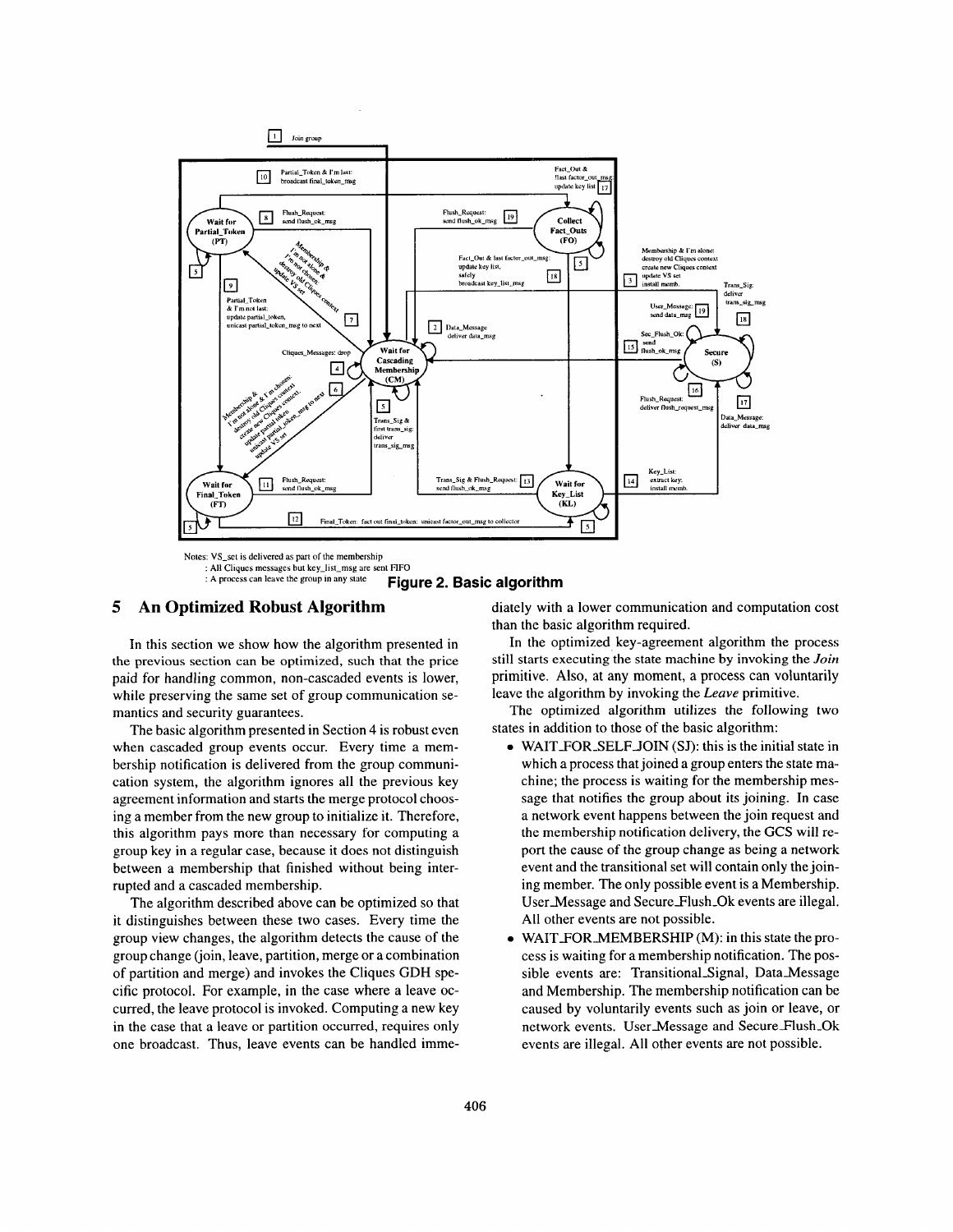1 Join group

10 Partial_Token & I'm last: broadcast final_token_msg

Fact_Out & !last factor_out_msg: update key list 17

Wait for Partial_Token (PT)

8 Flush_Request: send flush_ok_msg

Flush_Request: send flush_ok_msg 19

Collect Fact_Outs (FO)

5

Membership & I'm not alone & I'm not chosen: destroy old Cliques context update VS set

9 Partial_Token & I'm not last: update partial_token, unicast partial_token_msg to next

7

Fact_Out & last factor_out_msg: update key list, safely broadcast key_list_msg 18

5

Membership & I'm alone: destroy old Cliques context create new Cliques context update VS set install memb. 3

Trans_Sig: deliver trans_sig_msg 18

User_Message: send data_msg 19

Sec_Flush_Ok: send flush_ok_msg 15

2 Data_Message deliver data_msg

Cliques_Messages: drop 4

Wait for Cascading Membership (CM)

Secure (S)

16 Flush_Request: deliver flush_request_msg

17 Data_Message: deliver data_msg

Membership & I'm not alone & I'm chosen: destroy old Cliques context create new Cliques context update partial_token unicast partial_token_msg to next update VS set 6

5 Trans_Sig & first trans_sig: deliver trans_sig_msg

Key_List: extract key install memb. 14

Wait for Final_Token (FT)

11 Flush_Request: send flush_ok_msg

Trans_Sig & Flush_Request: send flush_ok_msg 13

Wait for Key_List (KL)

12 Final_Token: fact out final_token; unicast factor_out_msg to collector

5

Notes: VS_set is delivered as part of the membership
: All Cliques messages but key_list_msg are sent FIFO
: A process can leave the group in any state

**Figure 2. Basic algorithm**

## 5 An Optimized Robust Algorithm

In this section we show how the algorithm presented in the previous section can be optimized, such that the price paid for handling common, non-cascaded events is lower, while preserving the same set of group communication semantics and security guarantees.

The basic algorithm presented in Section 4 is robust even when cascaded group events occur. Every time a membership notification is delivered from the group communication system, the algorithm ignores all the previous key agreement information and starts the merge protocol choosing a member from the new group to initialize it. Therefore, this algorithm pays more than necessary for computing a group key in a regular case, because it does not distinguish between a membership that finished without being interrupted and a cascaded membership.

The algorithm described above can be optimized so that it distinguishes between these two cases. Every time the group view changes, the algorithm detects the cause of the group change (join, leave, partition, merge or a combination of partition and merge) and invokes the Cliques GDH specific protocol. For example, in the case where a leave occurred, the leave protocol is invoked. Computing a new key in the case that a leave or partition occurred, requires only one broadcast. Thus, leave events can be handled immediately with a lower communication and computation cost than the basic algorithm required.

In the optimized key-agreement algorithm the process still starts executing the state machine by invoking the *Join* primitive. Also, at any moment, a process can voluntarily leave the algorithm by invoking the *Leave* primitive.

The optimized algorithm utilizes the following two states in addition to those of the basic algorithm:

- WAIT_FOR_SELF_JOIN (SJ): this is the initial state in which a process that joined a group enters the state machine; the process is waiting for the membership message that notifies the group about its joining. In case a network event happens between the join request and the membership notification delivery, the GCS will report the cause of the group change as being a network event and the transitional set will contain only the joining member. The only possible event is a Membership. User_Message and Secure_Flush_Ok events are illegal. All other events are not possible.
- WAIT_FOR_MEMBERSHIP (M): in this state the process is waiting for a membership notification. The possible events are: Transitional_Signal, Data_Message and Membership. The membership notification can be caused by voluntarily events such as join or leave, or network events. User_Message and Secure_Flush_Ok events are illegal. All other events are not possible.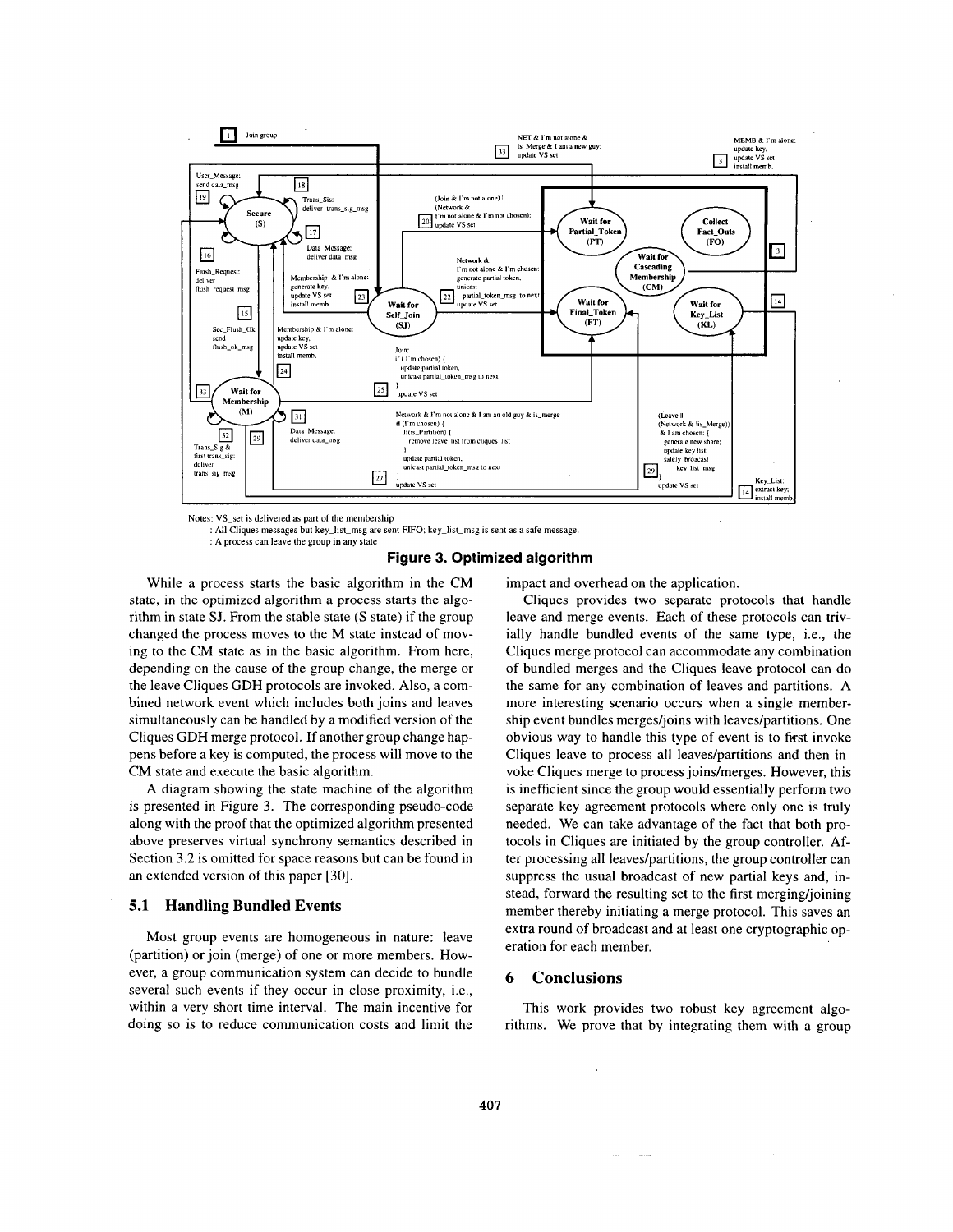Notes: VS_set is delivered as part of the membership

: All Cliques messages but key_list_msg are sent FIFO; key_list_msg is sent as a safe message.

: A process can leave the group in any state

**Figure 3. Optimized algorithm**

While a process starts the basic algorithm in the CM state, in the optimized algorithm a process starts the algorithm in state SJ. From the stable state (S state) if the group changed the process moves to the M state instead of moving to the CM state as in the basic algorithm. From here, depending on the cause of the group change, the merge or the leave Cliques GDH protocols are invoked. Also, a combined network event which includes both joins and leaves simultaneously can be handled by a modified version of the Cliques GDH merge protocol. If another group change happens before a key is computed, the process will move to the CM state and execute the basic algorithm.

A diagram showing the state machine of the algorithm is presented in Figure 3. The corresponding pseudo-code along with the proof that the optimized algorithm presented above preserves virtual synchrony semantics described in Section 3.2 is omitted for space reasons but can be found in an extended version of this paper [30].

### 5.1 Handling Bundled Events

Most group events are homogeneous in nature: leave (partition) or join (merge) of one or more members. However, a group communication system can decide to bundle several such events if they occur in close proximity, i.e., within a very short time interval. The main incentive for doing so is to reduce communication costs and limit the impact and overhead on the application.

Cliques provides two separate protocols that handle leave and merge events. Each of these protocols can trivially handle bundled events of the same type, i.e., the Cliques merge protocol can accommodate any combination of bundled merges and the Cliques leave protocol can do the same for any combination of leaves and partitions. A more interesting scenario occurs when a single membership event bundles merges/joins with leaves/partitions. One obvious way to handle this type of event is to first invoke Cliques leave to process all leaves/partitions and then invoke Cliques merge to process joins/merges. However, this is inefficient since the group would essentially perform two separate key agreement protocols where only one is truly needed. We can take advantage of the fact that both protocols in Cliques are initiated by the group controller. After processing all leaves/partitions, the group controller can suppress the usual broadcast of new partial keys and, instead, forward the resulting set to the first merging/joining member thereby initiating a merge protocol. This saves an extra round of broadcast and at least one cryptographic operation for each member.

## 6 Conclusions

This work provides two robust key agreement algorithms. We prove that by integrating them with a group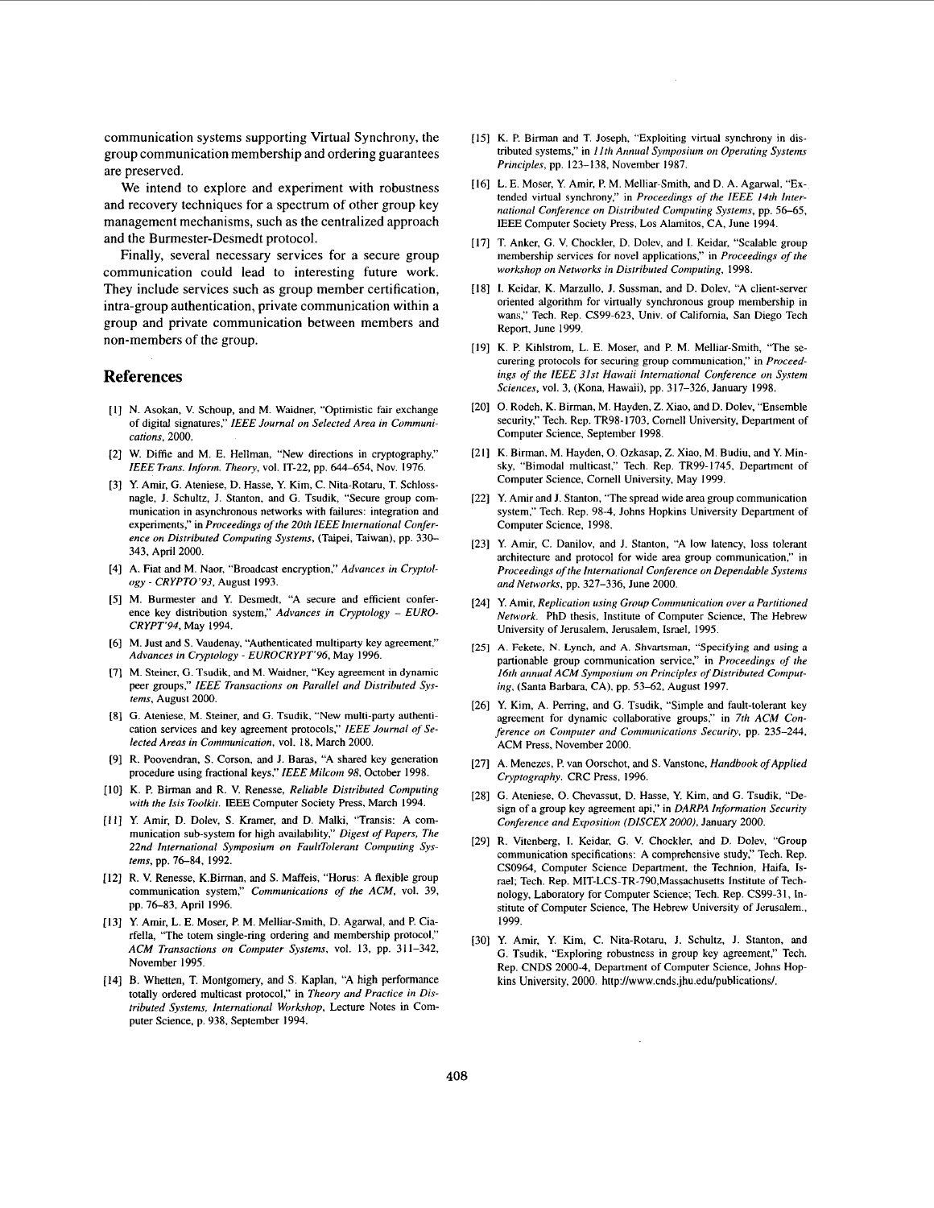communication systems supporting Virtual Synchrony, the group communication membership and ordering guarantees are preserved.

We intend to explore and experiment with robustness and recovery techniques for a spectrum of other group key management mechanisms, such as the centralized approach and the Burmester-Desmedt protocol.

Finally, several necessary services for a secure group communication could lead to interesting future work. They include services such as group member certification, intra-group authentication, private communication within a group and private communication between members and non-members of the group.

## References

[1] N. Asokan, V. Schoup, and M. Waidner, "Optimistic fair exchange of digital signatures," *IEEE Journal on Selected Area in Communications*, 2000.

[2] W. Diffie and M. E. Hellman, "New directions in cryptography," *IEEE Trans. Inform. Theory*, vol. IT-22, pp. 644–654, Nov. 1976.

[3] Y. Amir, G. Ateniese, D. Hasse, Y. Kim, C. Nita-Rotaru, T. Schlossnagle, J. Schultz, J. Stanton, and G. Tsudik, "Secure group communication in asynchronous networks with failures: integration and experiments," in *Proceedings of the 20th IEEE International Conference on Distributed Computing Systems*, (Taipei, Taiwan), pp. 330–343, April 2000.

[4] A. Fiat and M. Naor, "Broadcast encryption," *Advances in Cryptology - CRYPTO'93*, August 1993.

[5] M. Burmester and Y. Desmedt, "A secure and efficient conference key distribution system," *Advances in Cryptology – EUROCRYPT'94*, May 1994.

[6] M. Just and S. Vaudenay, "Authenticated multiparty key agreement," *Advances in Cryptology - EUROCRYPT'96*, May 1996.

[7] M. Steiner, G. Tsudik, and M. Waidner, "Key agreement in dynamic peer groups," *IEEE Transactions on Parallel and Distributed Systems*, August 2000.

[8] G. Ateniese, M. Steiner, and G. Tsudik, "New multi-party authentication services and key agreement protocols," *IEEE Journal of Selected Areas in Communication*, vol. 18, March 2000.

[9] R. Poovendran, S. Corson, and J. Baras, "A shared key generation procedure using fractional keys," *IEEE Milcom 98*, October 1998.

[10] K. P. Birman and R. V. Renesse, *Reliable Distributed Computing with the Isis Toolkit*. IEEE Computer Society Press, March 1994.

[11] Y. Amir, D. Dolev, S. Kramer, and D. Malki, "Transis: A communication sub-system for high availability," *Digest of Papers, The 22nd International Symposium on FaultTolerant Computing Systems*, pp. 76–84, 1992.

[12] R. V. Renesse, K.Birman, and S. Maffeis, "Horus: A flexible group communication system," *Communications of the ACM*, vol. 39, pp. 76–83, April 1996.

[13] Y. Amir, L. E. Moser, P. M. Melliar-Smith, D. Agarwal, and P. Ciarfella, "The totem single-ring ordering and membership protocol," *ACM Transactions on Computer Systems*, vol. 13, pp. 311–342, November 1995.

[14] B. Whetten, T. Montgomery, and S. Kaplan, "A high performance totally ordered multicast protocol," in *Theory and Practice in Distributed Systems, International Workshop*, Lecture Notes in Computer Science, p. 938, September 1994.

[15] K. P. Birman and T. Joseph, "Exploiting virtual synchrony in distributed systems," in *11th Annual Symposium on Operating Systems Principles*, pp. 123–138, November 1987.

[16] L. E. Moser, Y. Amir, P. M. Melliar-Smith, and D. A. Agarwal, "Extended virtual synchrony," in *Proceedings of the IEEE 14th International Conference on Distributed Computing Systems*, pp. 56–65, IEEE Computer Society Press, Los Alamitos, CA, June 1994.

[17] T. Anker, G. V. Chockler, D. Dolev, and I. Keidar, "Scalable group membership services for novel applications," in *Proceedings of the workshop on Networks in Distributed Computing*, 1998.

[18] I. Keidar, K. Marzullo, J. Sussman, and D. Dolev, "A client-server oriented algorithm for virtually synchronous group membership in wans," Tech. Rep. CS99-623, Univ. of California, San Diego Tech Report, June 1999.

[19] K. P. Kihlstrom, L. E. Moser, and P. M. Melliar-Smith, "The securing protocols for securing group communication," in *Proceedings of the IEEE 31st Hawaii International Conference on System Sciences*, vol. 3, (Kona, Hawaii), pp. 317–326, January 1998.

[20] O. Rodeh, K. Birman, M. Hayden, Z. Xiao, and D. Dolev, "Ensemble security," Tech. Rep. TR98-1703, Cornell University, Department of Computer Science, September 1998.

[21] K. Birman, M. Hayden, O. Ozkasap, Z. Xiao, M. Budiu, and Y. Minsky, "Bimodal multicast," Tech. Rep. TR99-1745, Department of Computer Science, Cornell University, May 1999.

[22] Y. Amir and J. Stanton, "The spread wide area group communication system," Tech. Rep. 98-4, Johns Hopkins University Department of Computer Science, 1998.

[23] Y. Amir, C. Danilov, and J. Stanton, "A low latency, loss tolerant architecture and protocol for wide area group communication," in *Proceedings of the International Conference on Dependable Systems and Networks*, pp. 327–336, June 2000.

[24] Y. Amir, *Replication using Group Communication over a Partitioned Network*. PhD thesis, Institute of Computer Science, The Hebrew University of Jerusalem, Jerusalem, Israel, 1995.

[25] A. Fekete, N. Lynch, and A. Shvartsman, "Specifying and using a partionable group communication service," in *Proceedings of the 16th annual ACM Symposium on Principles of Distributed Computing*, (Santa Barbara, CA), pp. 53–62, August 1997.

[26] Y. Kim, A. Perring, and G. Tsudik, "Simple and fault-tolerant key agreement for dynamic collaborative groups," in *7th ACM Conference on Computer and Communications Security*, pp. 235–244, ACM Press, November 2000.

[27] A. Menezes, P. van Oorschot, and S. Vanstone, *Handbook of Applied Cryptography*. CRC Press, 1996.

[28] G. Ateniese, O. Chevassut, D. Hasse, Y. Kim, and G. Tsudik, "Design of a group key agreement api," in *DARPA Information Security Conference and Exposition (DISCEX 2000)*, January 2000.

[29] R. Vitenberg, I. Keidar, G. V. Chockler, and D. Dolev, "Group communication specifications: A comprehensive study," Tech. Rep. CS0964, Computer Science Department, the Technion, Haifa, Israel; Tech. Rep. MIT-LCS-TR-790,Massachusetts Institute of Technology, Laboratory for Computer Science; Tech. Rep. CS99-31, Institute of Computer Science, The Hebrew University of Jerusalem., 1999.

[30] Y. Amir, Y. Kim, C. Nita-Rotaru, J. Schultz, J. Stanton, and G. Tsudik, "Exploring robustness in group key agreement," Tech. Rep. CNDS 2000-4, Department of Computer Science, Johns Hopkins University, 2000. http://www.cnds.jhu.edu/publications/.